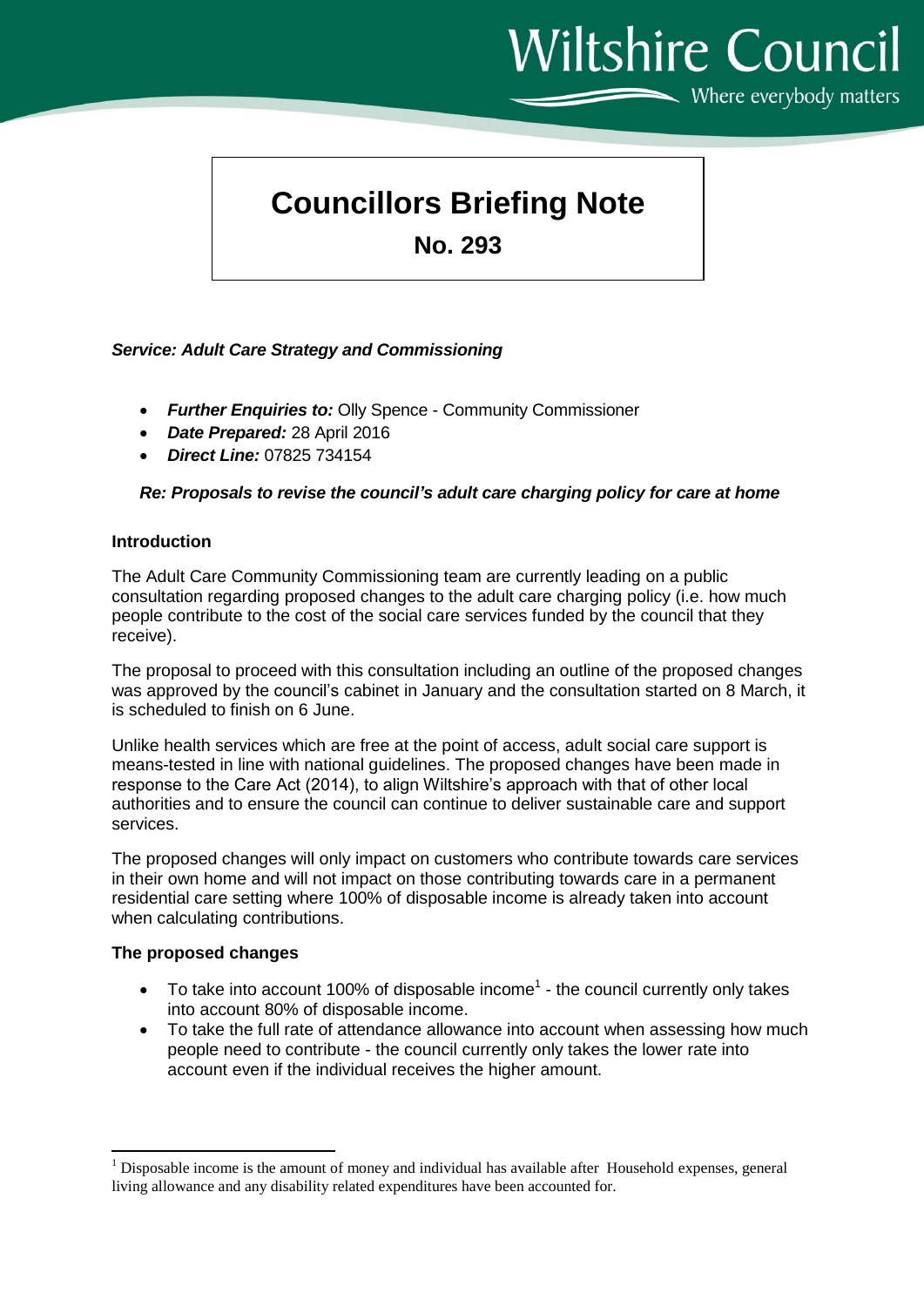Wiltshire Council

Where everybody matters

# Councillors Briefing Note

## No. 293

***Service: Adult Care Strategy and Commissioning***

- ***Further Enquiries to:*** Olly Spence - Community Commissioner
- ***Date Prepared:*** 28 April 2016
- ***Direct Line:*** 07825 734154

***Re: Proposals to revise the council's adult care charging policy for care at home***

**Introduction**

The Adult Care Community Commissioning team are currently leading on a public consultation regarding proposed changes to the adult care charging policy (i.e. how much people contribute to the cost of the social care services funded by the council that they receive).

The proposal to proceed with this consultation including an outline of the proposed changes was approved by the council's cabinet in January and the consultation started on 8 March, it is scheduled to finish on 6 June.

Unlike health services which are free at the point of access, adult social care support is means-tested in line with national guidelines. The proposed changes have been made in response to the Care Act (2014), to align Wiltshire's approach with that of other local authorities and to ensure the council can continue to deliver sustainable care and support services.

The proposed changes will only impact on customers who contribute towards care services in their own home and will not impact on those contributing towards care in a permanent residential care setting where 100% of disposable income is already taken into account when calculating contributions.

**The proposed changes**

- To take into account 100% of disposable income[1] - the council currently only takes into account 80% of disposable income.
- To take the full rate of attendance allowance into account when assessing how much people need to contribute - the council currently only takes the lower rate into account even if the individual receives the higher amount.

[1] Disposable income is the amount of money and individual has available after Household expenses, general living allowance and any disability related expenditures have been accounted for.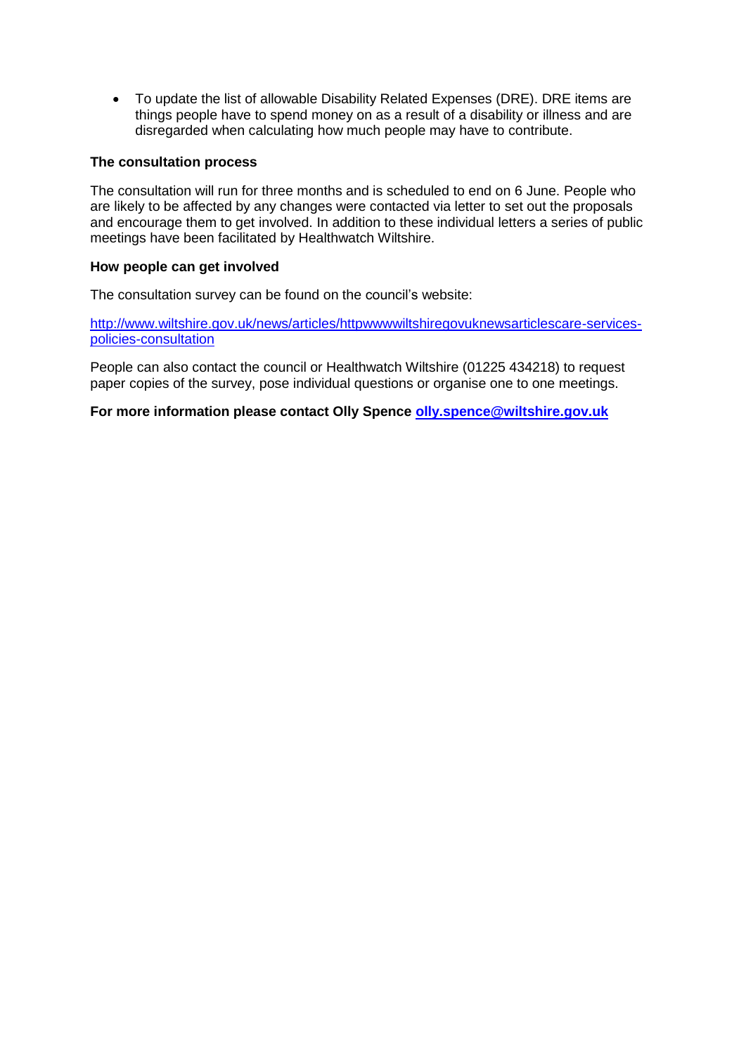- To update the list of allowable Disability Related Expenses (DRE). DRE items are things people have to spend money on as a result of a disability or illness and are disregarded when calculating how much people may have to contribute.

**The consultation process**

The consultation will run for three months and is scheduled to end on 6 June. People who are likely to be affected by any changes were contacted via letter to set out the proposals and encourage them to get involved. In addition to these individual letters a series of public meetings have been facilitated by Healthwatch Wiltshire.

**How people can get involved**

The consultation survey can be found on the council's website:

[http://www.wiltshire.gov.uk/news/articles/httpwwwwiltshiregovuknewsarticlescare-services-policies-consultation](http://www.wiltshire.gov.uk/news/articles/httpwwwwiltshiregovuknewsarticlescare-services-policies-consultation)

People can also contact the council or Healthwatch Wiltshire (01225 434218) to request paper copies of the survey, pose individual questions or organise one to one meetings.

**For more information please contact Olly Spence [olly.spence@wiltshire.gov.uk](mailto:olly.spence@wiltshire.gov.uk)**